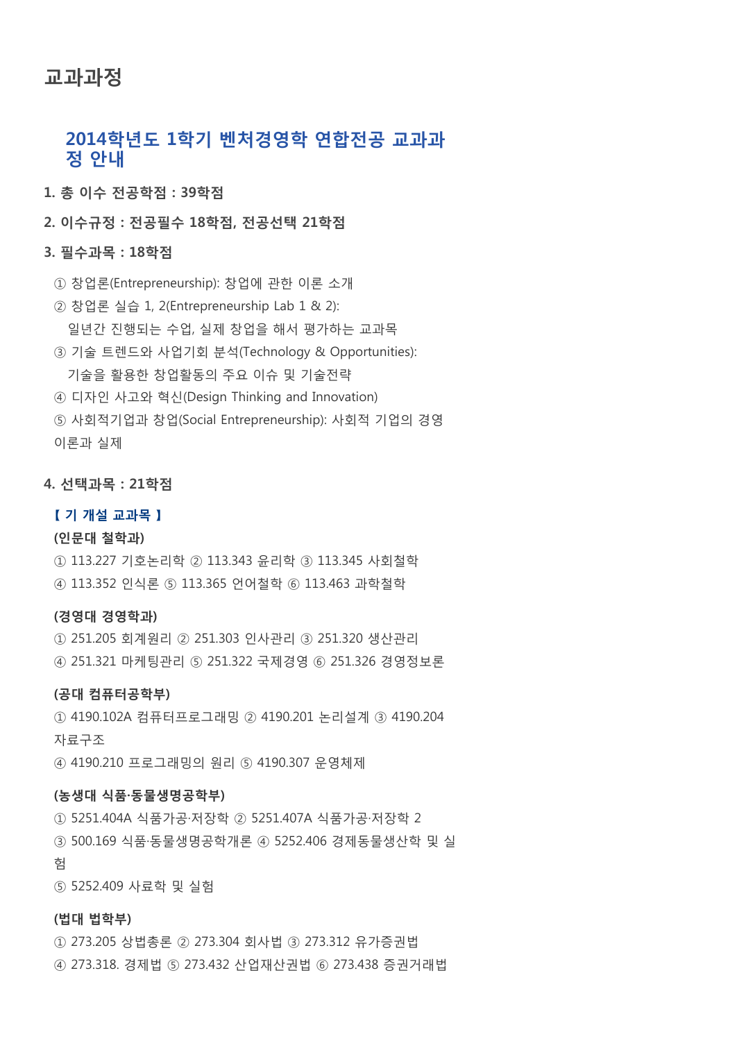# 교과과정

## 2014학년도 1학기 벤처경영학 연합전공 교과과정 안내

**1. 총 이수 전공학점 : 39학점**

**2. 이수규정 : 전공필수 18학점, 전공선택 21학점**

**3. 필수과목 : 18학점**

① 창업론(Entrepreneurship): 창업에 관한 이론 소개
② 창업론 실습 1, 2(Entrepreneurship Lab 1 & 2):
일년간 진행되는 수업, 실제 창업을 해서 평가하는 교과목
③ 기술 트렌드와 사업기회 분석(Technology & Opportunities):
기술을 활용한 창업활동의 주요 이슈 및 기술전략
④ 디자인 사고와 혁신(Design Thinking and Innovation)
⑤ 사회적기업과 창업(Social Entrepreneurship): 사회적 기업의 경영 이론과 실제

**4. 선택과목 : 21학점**

**【 기 개설 교과목 】**

**(인문대 철학과)**
① 113.227 기호논리학 ② 113.343 윤리학 ③ 113.345 사회철학
④ 113.352 인식론 ⑤ 113.365 언어철학 ⑥ 113.463 과학철학

**(경영대 경영학과)**
① 251.205 회계원리 ② 251.303 인사관리 ③ 251.320 생산관리
④ 251.321 마케팅관리 ⑤ 251.322 국제경영 ⑥ 251.326 경영정보론

**(공대 컴퓨터공학부)**
① 4190.102A 컴퓨터프로그래밍 ② 4190.201 논리설계 ③ 4190.204 자료구조
④ 4190.210 프로그래밍의 원리 ⑤ 4190.307 운영체제

**(농생대 식품·동물생명공학부)**
① 5251.404A 식품가공·저장학 ② 5251.407A 식품가공·저장학 2
③ 500.169 식품·동물생명공학개론 ④ 5252.406 경제동물생산학 및 실험
⑤ 5252.409 사료학 및 실험

**(법대 법학부)**
① 273.205 상법총론 ② 273.304 회사법 ③ 273.312 유가증권법
④ 273.318. 경제법 ⑤ 273.432 산업재산권법 ⑥ 273.438 증권거래법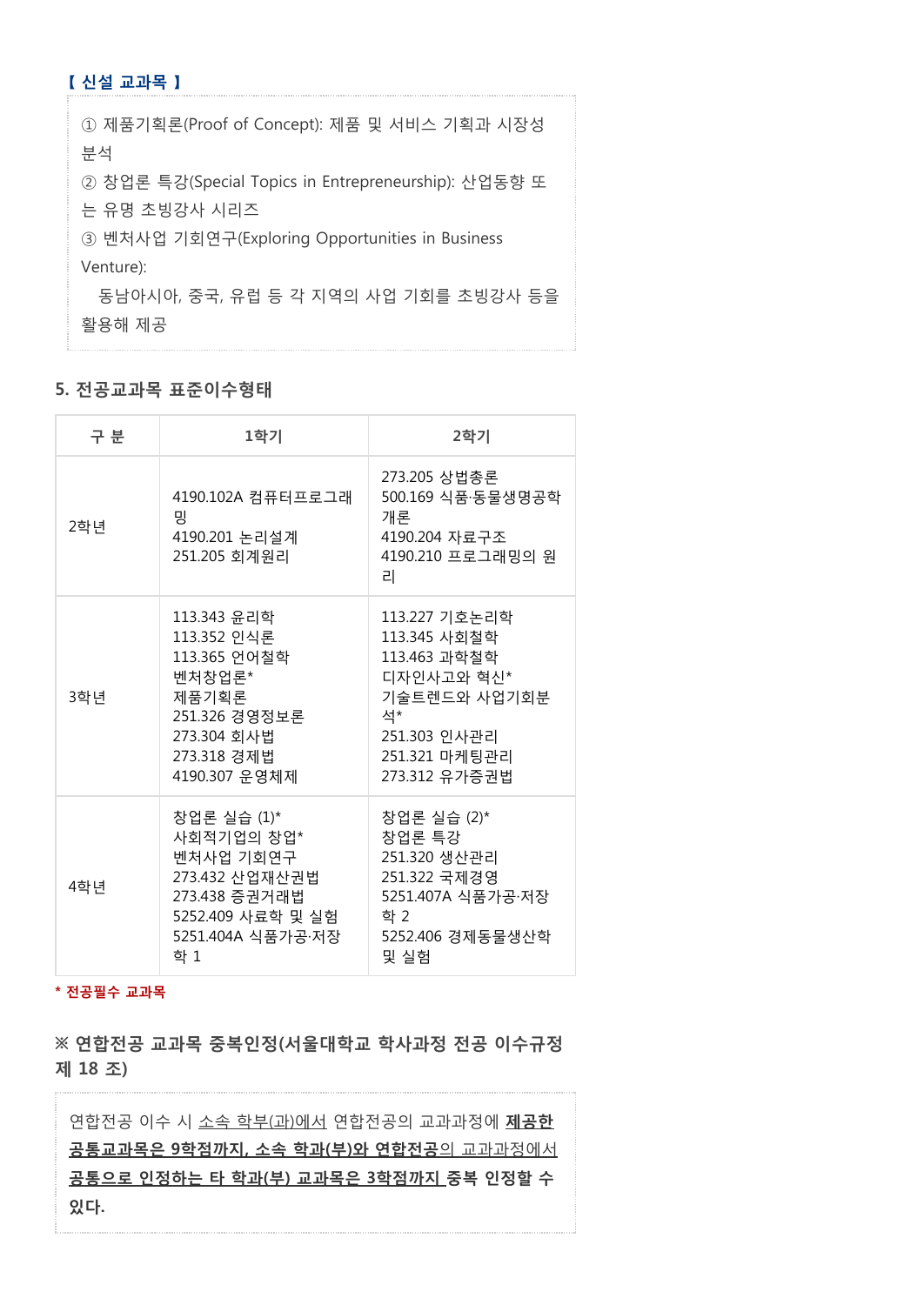**【 신설 교과목 】**

① 제품기획론(Proof of Concept): 제품 및 서비스 기획과 시장성 분석
② 창업론 특강(Special Topics in Entrepreneurship): 산업동향 또는 유명 초빙강사 시리즈
③ 벤처사업 기회연구(Exploring Opportunities in Business Venture):
동남아시아, 중국, 유럽 등 각 지역의 사업 기회를 초빙강사 등을 활용해 제공

## 5. 전공교과목 표준이수형태

| 구 분 | 1학기 | 2학기 |
|---|---|---|
| 2학년 | 4190.102A 컴퓨터프로그래밍<br>4190.201 논리설계<br>251.205 회계원리 | 273.205 상법총론<br>500.169 식품·동물생명공학개론<br>4190.204 자료구조<br>4190.210 프로그래밍의 원리 |
| 3학년 | 113.343 윤리학<br>113.352 인식론<br>113.365 언어철학<br>벤처창업론*<br>제품기획론<br>251.326 경영정보론<br>273.304 회사법<br>273.318 경제법<br>4190.307 운영체제 | 113.227 기호논리학<br>113.345 사회철학<br>113.463 과학철학<br>디자인사고와 혁신*<br>기술트렌드와 사업기회분석*<br>251.303 인사관리<br>251.321 마케팅관리<br>273.312 유가증권법 |
| 4학년 | 창업론 실습 (1)*<br>사회적기업의 창업*<br>벤처사업 기회연구<br>273.432 산업재산권법<br>273.438 증권거래법<br>5252.409 사료학 및 실험<br>5251.404A 식품가공·저장학 1 | 창업론 실습 (2)*<br>창업론 특강<br>251.320 생산관리<br>251.322 국제경영<br>5251.407A 식품가공·저장학 2<br>5252.406 경제동물생산학 및 실험 |

**\* 전공필수 교과목**

### ※ 연합전공 교과목 중복인정(서울대학교 학사과정 전공 이수규정 제 18 조)

연합전공 이수 시 소속 학부(과)에서 연합전공의 교과과정에 **제공한 공통교과목은 9학점까지, 소속 학과(부)와 연합전공**의 교과과정에서 **공통으로 인정하는 타 학과(부) 교과목은 3학점까지 중복 인정할 수 있다.**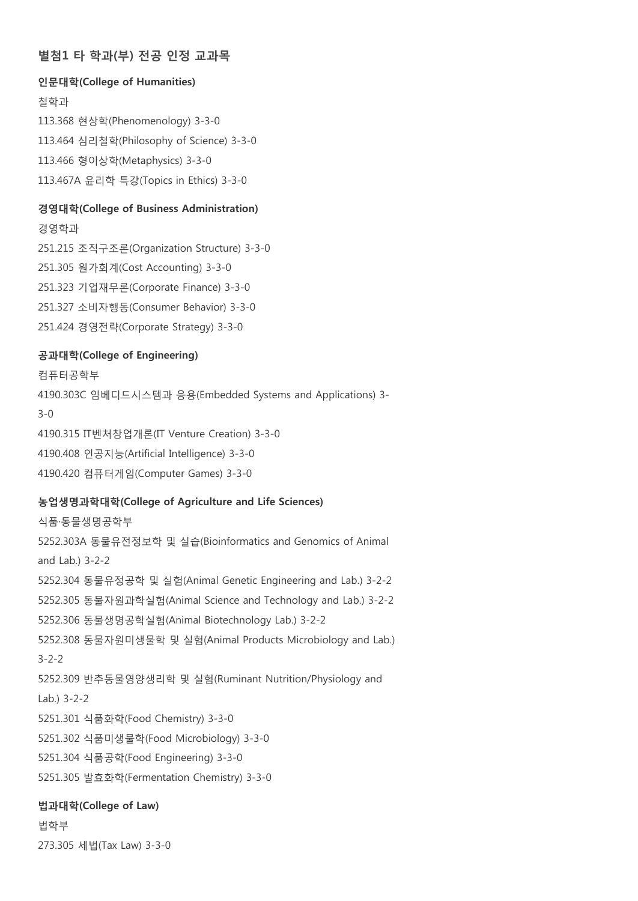## 별첨1 타 학과(부) 전공 인정 교과목

### 인문대학(College of Humanities)

철학과

113.368 현상학(Phenomenology) 3-3-0

113.464 심리철학(Philosophy of Science) 3-3-0

113.466 형이상학(Metaphysics) 3-3-0

113.467A 윤리학 특강(Topics in Ethics) 3-3-0

### 경영대학(College of Business Administration)

경영학과

251.215 조직구조론(Organization Structure) 3-3-0

251.305 원가회계(Cost Accounting) 3-3-0

251.323 기업재무론(Corporate Finance) 3-3-0

251.327 소비자행동(Consumer Behavior) 3-3-0

251.424 경영전략(Corporate Strategy) 3-3-0

### 공과대학(College of Engineering)

컴퓨터공학부

4190.303C 임베디드시스템과 응용(Embedded Systems and Applications) 3-3-0

4190.315 IT벤처창업개론(IT Venture Creation) 3-3-0

4190.408 인공지능(Artificial Intelligence) 3-3-0

4190.420 컴퓨터게임(Computer Games) 3-3-0

### 농업생명과학대학(College of Agriculture and Life Sciences)

식품·동물생명공학부

5252.303A 동물유전정보학 및 실습(Bioinformatics and Genomics of Animal and Lab.) 3-2-2

5252.304 동물유정공학 및 실험(Animal Genetic Engineering and Lab.) 3-2-2

5252.305 동물자원과학실험(Animal Science and Technology and Lab.) 3-2-2

5252.306 동물생명공학실험(Animal Biotechnology Lab.) 3-2-2

5252.308 동물자원미생물학 및 실험(Animal Products Microbiology and Lab.) 3-2-2

5252.309 반추동물영양생리학 및 실험(Ruminant Nutrition/Physiology and Lab.) 3-2-2

5251.301 식품화학(Food Chemistry) 3-3-0

5251.302 식품미생물학(Food Microbiology) 3-3-0

5251.304 식품공학(Food Engineering) 3-3-0

5251.305 발효화학(Fermentation Chemistry) 3-3-0

### 법과대학(College of Law)

법학부

273.305 세법(Tax Law) 3-3-0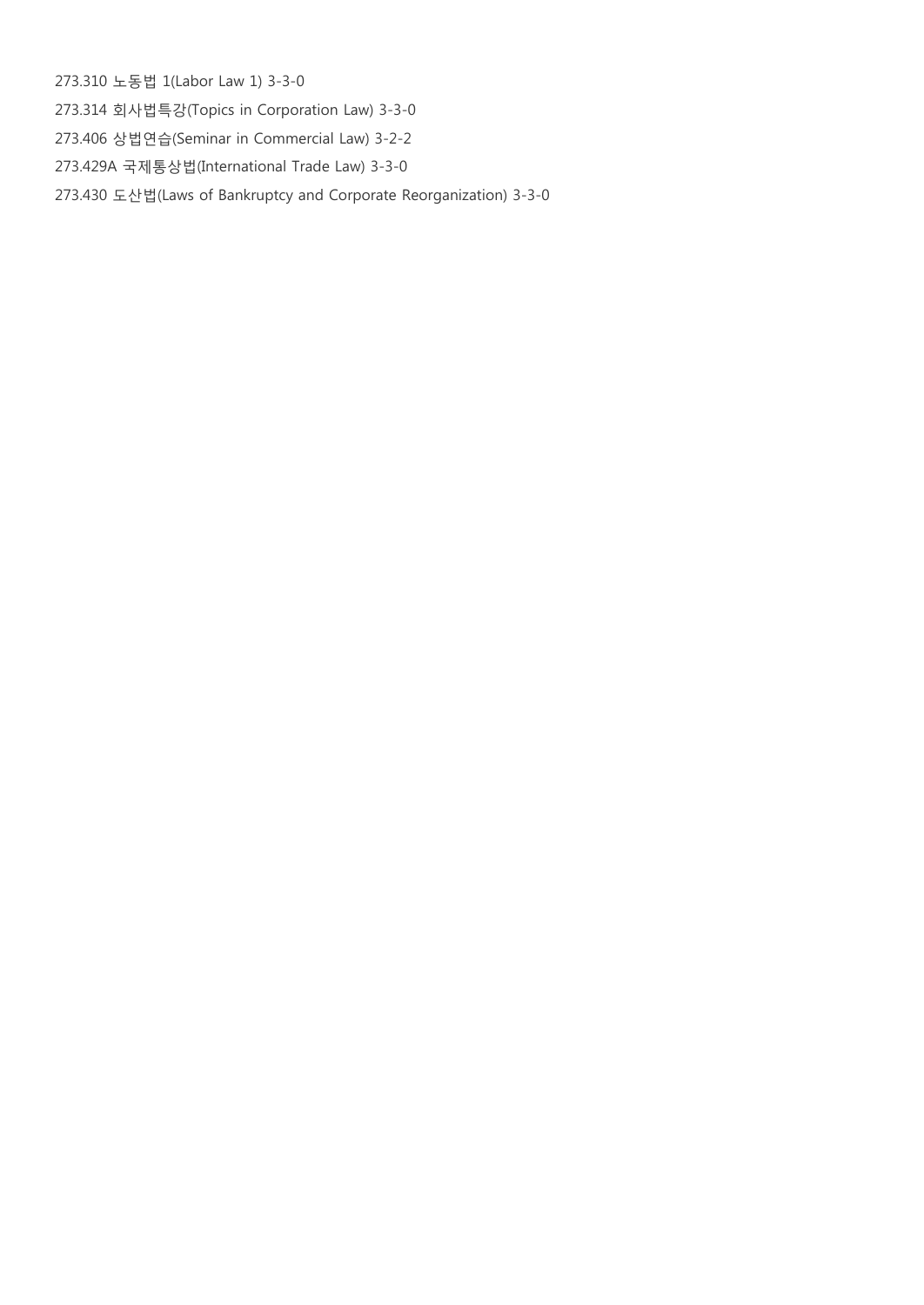273.310 노동법 1(Labor Law 1) 3-3-0

273.314 회사법특강(Topics in Corporation Law) 3-3-0

273.406 상법연습(Seminar in Commercial Law) 3-2-2

273.429A 국제통상법(International Trade Law) 3-3-0

273.430 도산법(Laws of Bankruptcy and Corporate Reorganization) 3-3-0